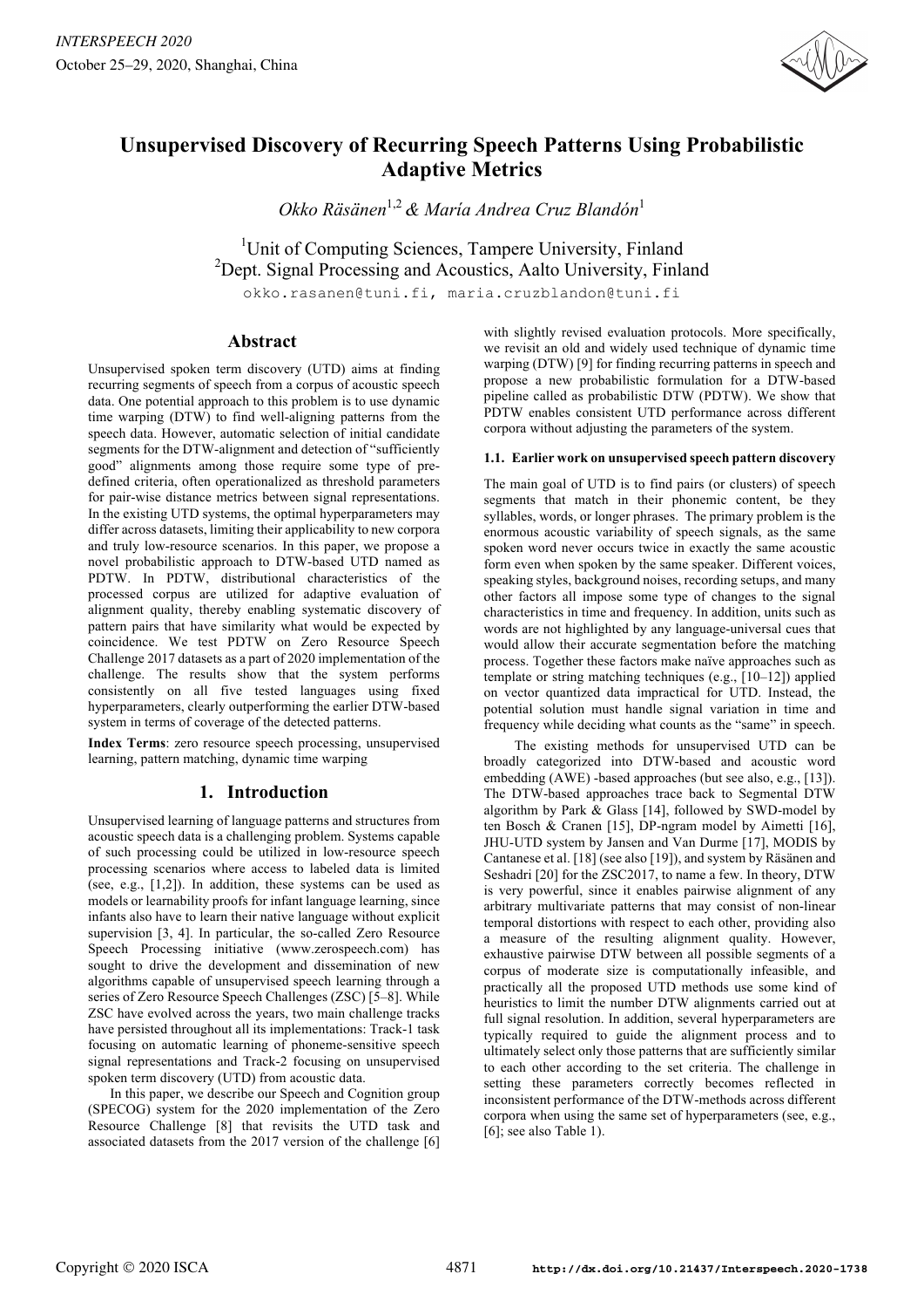# Unsupervised Discovery of Recurring Speech Patterns Using Probabilistic Adaptive Metrics

*Okko Räsänen*[1,2] *& María Andrea Cruz Blandón*[1]

[1]Unit of Computing Sciences, Tampere University, Finland
[2]Dept. Signal Processing and Acoustics, Aalto University, Finland

okko.rasanen@tuni.fi, maria.cruzblandon@tuni.fi

## Abstract

Unsupervised spoken term discovery (UTD) aims at finding recurring segments of speech from a corpus of acoustic speech data. One potential approach to this problem is to use dynamic time warping (DTW) to find well-aligning patterns from the speech data. However, automatic selection of initial candidate segments for the DTW-alignment and detection of "sufficiently good" alignments among those require some type of pre-defined criteria, often operationalized as threshold parameters for pair-wise distance metrics between signal representations. In the existing UTD systems, the optimal hyperparameters may differ across datasets, limiting their applicability to new corpora and truly low-resource scenarios. In this paper, we propose a novel probabilistic approach to DTW-based UTD named as PDTW. In PDTW, distributional characteristics of the processed corpus are utilized for adaptive evaluation of alignment quality, thereby enabling systematic discovery of pattern pairs that have similarity what would be expected by coincidence. We test PDTW on Zero Resource Speech Challenge 2017 datasets as a part of 2020 implementation of the challenge. The results show that the system performs consistently on all five tested languages using fixed hyperparameters, clearly outperforming the earlier DTW-based system in terms of coverage of the detected patterns.

**Index Terms**: zero resource speech processing, unsupervised learning, pattern matching, dynamic time warping

## 1. Introduction

Unsupervised learning of language patterns and structures from acoustic speech data is a challenging problem. Systems capable of such processing could be utilized in low-resource speech processing scenarios where access to labeled data is limited (see, e.g., [1,2]). In addition, these systems can be used as models or learnability proofs for infant language learning, since infants also have to learn their native language without explicit supervision [3, 4]. In particular, the so-called Zero Resource Speech Processing initiative (www.zerospeech.com) has sought to drive the development and dissemination of new algorithms capable of unsupervised speech learning through a series of Zero Resource Speech Challenges (ZSC) [5–8]. While ZSC have evolved across the years, two main challenge tracks have persisted throughout all its implementations: Track-1 task focusing on automatic learning of phoneme-sensitive speech signal representations and Track-2 focusing on unsupervised spoken term discovery (UTD) from acoustic data.

In this paper, we describe our Speech and Cognition group (SPECOG) system for the 2020 implementation of the Zero Resource Challenge [8] that revisits the UTD task and associated datasets from the 2017 version of the challenge [6] with slightly revised evaluation protocols. More specifically, we revisit an old and widely used technique of dynamic time warping (DTW) [9] for finding recurring patterns in speech and propose a new probabilistic formulation for a DTW-based pipeline called as probabilistic DTW (PDTW). We show that PDTW enables consistent UTD performance across different corpora without adjusting the parameters of the system.

### 1.1. Earlier work on unsupervised speech pattern discovery

The main goal of UTD is to find pairs (or clusters) of speech segments that match in their phonemic content, be they syllables, words, or longer phrases. The primary problem is the enormous acoustic variability of speech signals, as the same spoken word never occurs twice in exactly the same acoustic form even when spoken by the same speaker. Different voices, speaking styles, background noises, recording setups, and many other factors all impose some type of changes to the signal characteristics in time and frequency. In addition, units such as words are not highlighted by any language-universal cues that would allow their accurate segmentation before the matching process. Together these factors make naïve approaches such as template or string matching techniques (e.g., [10–12]) applied on vector quantized data impractical for UTD. Instead, the potential solution must handle signal variation in time and frequency while deciding what counts as the "same" in speech.

The existing methods for unsupervised UTD can be broadly categorized into DTW-based and acoustic word embedding (AWE) -based approaches (but see also, e.g., [13]). The DTW-based approaches trace back to Segmental DTW algorithm by Park & Glass [14], followed by SWD-model by ten Bosch & Cranen [15], DP-ngram model by Aimetti [16], JHU-UTD system by Jansen and Van Durme [17], MODIS by Cantanese et al. [18] (see also [19]), and system by Räsänen and Seshadri [20] for the ZSC2017, to name a few. In theory, DTW is very powerful, since it enables pairwise alignment of any arbitrary multivariate patterns that may consist of non-linear temporal distortions with respect to each other, providing also a measure of the resulting alignment quality. However, exhaustive pairwise DTW between all possible segments of a corpus of moderate size is computationally infeasible, and practically all the proposed UTD methods use some kind of heuristics to limit the number DTW alignments carried out at full signal resolution. In addition, several hyperparameters are typically required to guide the alignment process and to ultimately select only those patterns that are sufficiently similar to each other according to the set criteria. The challenge in setting these parameters correctly becomes reflected in inconsistent performance of the DTW-methods across different corpora when using the same set of hyperparameters (see, e.g., [6]; see also Table 1).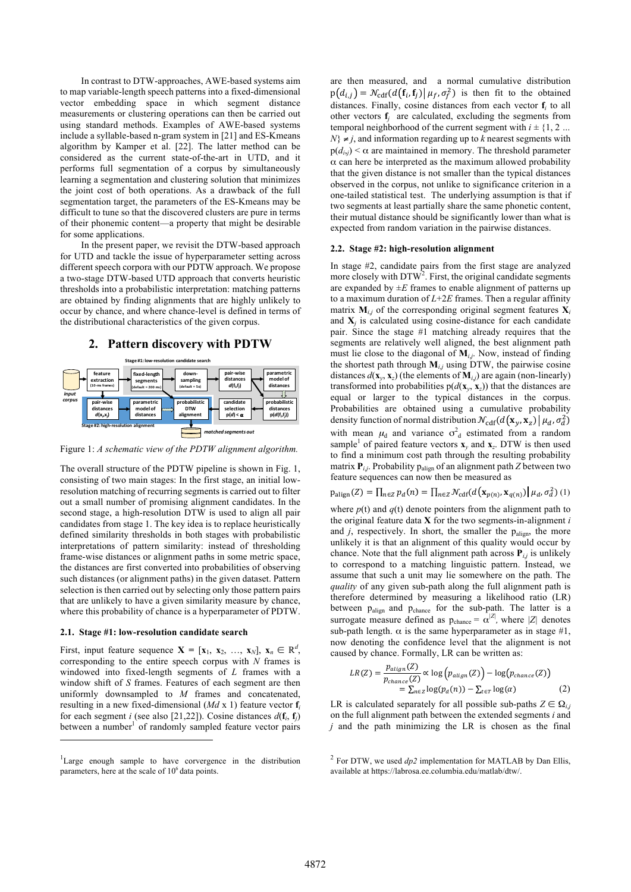In contrast to DTW-approaches, AWE-based systems aim to map variable-length speech patterns into a fixed-dimensional vector embedding space in which segment distance measurements or clustering operations can then be carried out using standard methods. Examples of AWE-based systems include a syllable-based n-gram system in [21] and ES-Kmeans algorithm by Kamper et al. [22]. The latter method can be considered as the current state-of-the-art in UTD, and it performs full segmentation of a corpus by simultaneously learning a segmentation and clustering solution that minimizes the joint cost of both operations. As a drawback of the full segmentation target, the parameters of the ES-Kmeans may be difficult to tune so that the discovered clusters are pure in terms of their phonemic content—a property that might be desirable for some applications.

In the present paper, we revisit the DTW-based approach for UTD and tackle the issue of hyperparameter setting across different speech corpora with our PDTW approach. We propose a two-stage DTW-based UTD approach that converts heuristic thresholds into a probabilistic interpretation: matching patterns are obtained by finding alignments that are highly unlikely to occur by chance, and where chance-level is defined in terms of the distributional characteristics of the given corpus.

## 2. Pattern discovery with PDTW

Figure 1: *A schematic view of the PDTW alignment algorithm.*

The overall structure of the PDTW pipeline is shown in Fig. 1, consisting of two main stages: In the first stage, an initial low-resolution matching of recurring segments is carried out to filter out a small number of promising alignment candidates. In the second stage, a high-resolution DTW is used to align all pair candidates from stage 1. The key idea is to replace heuristically defined similarity thresholds in both stages with probabilistic interpretations of pattern similarity: instead of thresholding frame-wise distances or alignment paths in some metric space, the distances are first converted into probabilities of observing such distances (or alignment paths) in the given dataset. Pattern selection is then carried out by selecting only those pattern pairs that are unlikely to have a given similarity measure by chance, where this probability of chance is a hyperparameter of PDTW.

### 2.1. Stage #1: low-resolution candidate search

First, input feature sequence $\mathbf{X} = [\mathbf{x}_1, \mathbf{x}_2, \ldots, \mathbf{x}_N]$, $\mathbf{x}_n \in \mathrm{R}^d$, corresponding to the entire speech corpus with $N$ frames is windowed into fixed-length segments of $L$ frames with a window shift of $S$ frames. Features of each segment are then uniformly downsampled to $M$ frames and concatenated, resulting in a new fixed-dimensional ($Md$ x 1) feature vector $\mathbf{f}_i$ for each segment $i$ (see also [21,22]). Cosine distances $d(\mathbf{f}_i, \mathbf{f}_j)$ between a number[1] of randomly sampled feature vector pairs are then measured, and a normal cumulative distribution $\mathrm{p}(d_{i,j}) = \mathcal{N}_{\mathrm{cdf}}(d(\mathbf{f}_i, \mathbf{f}_j) \,|\, \mu_f, \sigma_f^2)$ is then fit to the obtained distances. Finally, cosine distances from each vector $\mathbf{f}_i$ to all other vectors $\mathbf{f}_j$ are calculated, excluding the segments from temporal neighborhood of the current segment with $i \pm \{1, 2 \ldots N\} \neq j$, and information regarding up to $k$ nearest segments with $\mathrm{p}(d_{i,j}) < \alpha$ are maintained in memory. The threshold parameter $\alpha$ can here be interpreted as the maximum allowed probability that the given distance is not smaller than the typical distances observed in the corpus, not unlike to significance criterion in a one-tailed statistical test. The underlying assumption is that if two segments at least partially share the same phonetic content, their mutual distance should be significantly lower than what is expected from random variation in the pairwise distances.

### 2.2. Stage #2: high-resolution alignment

In stage #2, candidate pairs from the first stage are analyzed more closely with DTW[2]. First, the original candidate segments are expanded by $\pm E$ frames to enable alignment of patterns up to a maximum duration of $L$+2$E$ frames. Then a regular affinity matrix $\mathbf{M}_{i,j}$ of the corresponding original segment features $\mathbf{X}_i$ and $\mathbf{X}_j$ is calculated using cosine-distance for each candidate pair. Since the stage #1 matching already requires that the segments are relatively well aligned, the best alignment path must lie close to the diagonal of $\mathbf{M}_{i,j}$. Now, instead of finding the shortest path through $\mathbf{M}_{i,j}$ using DTW, the pairwise cosine distances $d(\mathbf{x}_y, \mathbf{x}_z)$ (the elements of $\mathbf{M}_{i,j}$) are again (non-linearly) transformed into probabilities $\mathrm{p}(d(\mathbf{x}_y, \mathbf{x}_z))$ that the distances are equal or larger to the typical distances in the corpus. Probabilities are obtained using a cumulative probability density function of normal distribution $\mathcal{N}_{\mathrm{cdf}}(d(\mathbf{x}_y, \mathbf{x}_z) \,|\, \mu_d, \sigma_d^2)$ with mean $\mu_d$ and variance $\sigma^2_d$ estimated from a random sample[1] of paired feature vectors $\mathbf{x}_y$ and $\mathbf{x}_z$. DTW is then used to find a minimum cost path through the resulting probability matrix $\mathbf{P}_{i,j}$. Probability $\mathrm{p}_{\mathrm{align}}$ of an alignment path $Z$ between two feature sequences can now then be measured as

$$\mathrm{p}_{\mathrm{align}}(Z) = \prod_{n \in Z} p_d(n) = \prod_{n \in Z} \mathcal{N}_{\mathrm{cdf}}(d(\mathbf{x}_{p(n)}, \mathbf{x}_{q(n)}) \,|\, \mu_d, \sigma_d^2) \quad (1)$$

where $p(t)$ and $q(t)$ denote pointers from the alignment path to the original feature data $\mathbf{X}$ for the two segments-in-alignment $i$ and $j$, respectively. In short, the smaller the $\mathrm{p}_{\mathrm{align}}$, the more unlikely it is that an alignment of this quality would occur by chance. Note that the full alignment path across $\mathbf{P}_{i,j}$ is unlikely to correspond to a matching linguistic pattern. Instead, we assume that such a unit may lie somewhere on the path. The *quality* of any given sub-path along the full alignment path is therefore determined by measuring a likelihood ratio (LR) between $\mathrm{p}_{\mathrm{align}}$ and $\mathrm{p}_{\mathrm{chance}}$ for the sub-path. The latter is a surrogate measure defined as $\mathrm{p}_{\mathrm{chance}} = \alpha^{|Z|}$, where $|Z|$ denotes sub-path length. $\alpha$ is the same hyperparameter as in stage #1, now denoting the confidence level that the alignment is not caused by chance. Formally, LR can be written as:

$$LR(Z) = \frac{p_{align}(Z)}{p_{chance}(Z)} \propto \log\left(p_{align}(Z)\right) - \log\left(p_{chance}(Z)\right) = \sum_{n \in Z} \log(p_d(n)) - \sum_{t \in T} \log(\alpha) \quad (2)$$

LR is calculated separately for all possible sub-paths $Z \in \Omega_{i,j}$ on the full alignment path between the extended segments $i$ and $j$ and the path minimizing the LR is chosen as the final

[1] Large enough sample to have corvergence in the distribution parameters, here at the scale of $10^6$ data points.

[2] For DTW, we used *dp2* implementation for MATLAB by Dan Ellis, available at https://labrosa.ee.columbia.edu/matlab/dtw/.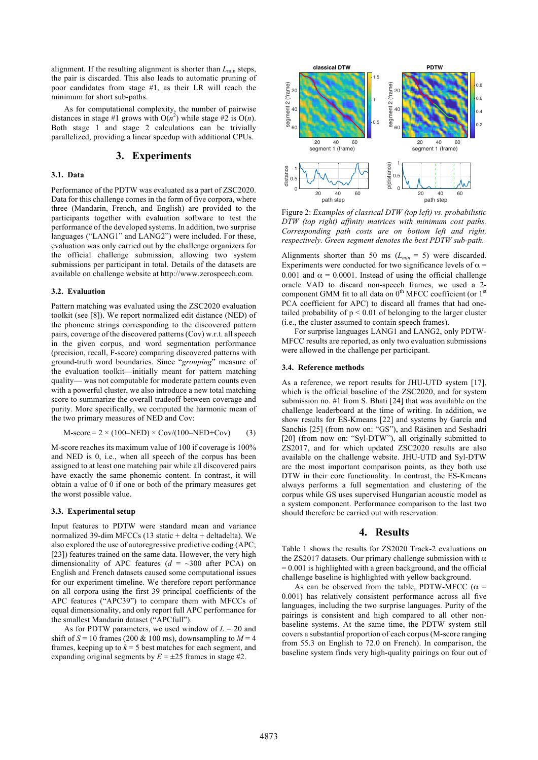alignment. If the resulting alignment is shorter than $L_{\min}$ steps, the pair is discarded. This also leads to automatic pruning of poor candidates from stage #1, as their LR will reach the minimum for short sub-paths.

As for computational complexity, the number of pairwise distances in stage #1 grows with $O(n^2)$ while stage #2 is $O(n)$. Both stage 1 and stage 2 calculations can be trivially parallelized, providing a linear speedup with additional CPUs.

## 3. Experiments

### 3.1. Data

Performance of the PDTW was evaluated as a part of ZSC2020. Data for this challenge comes in the form of five corpora, where three (Mandarin, French, and English) are provided to the participants together with evaluation software to test the performance of the developed systems. In addition, two surprise languages ("LANG1" and LANG2") were included. For these, evaluation was only carried out by the challenge organizers for the official challenge submission, allowing two system submissions per participant in total. Details of the datasets are available on challenge website at http://www.zerospeech.com.

### 3.2. Evaluation

Pattern matching was evaluated using the ZSC2020 evaluation toolkit (see [8]). We report normalized edit distance (NED) of the phoneme strings corresponding to the discovered pattern pairs, coverage of the discovered patterns (Cov) w.r.t. all speech in the given corpus, and word segmentation performance (precision, recall, F-score) comparing discovered patterns with ground-truth word boundaries. Since "*grouping*" measure of the evaluation toolkit—initially meant for pattern matching quality— was not computable for moderate pattern counts even with a powerful cluster, we also introduce a new total matching score to summarize the overall tradeoff between coverage and purity. More specifically, we computed the harmonic mean of the two primary measures of NED and Cov:

$$\text{M-score} = 2 \times (100\text{–NED}) \times \text{Cov}/(100\text{–NED+Cov}) \tag{3}$$

M-score reaches its maximum value of 100 if coverage is 100% and NED is 0, i.e., when all speech of the corpus has been assigned to at least one matching pair while all discovered pairs have exactly the same phonemic content. In contrast, it will obtain a value of 0 if one or both of the primary measures get the worst possible value.

### 3.3. Experimental setup

Input features to PDTW were standard mean and variance normalized 39-dim MFCCs (13 static + delta + deltadelta). We also explored the use of autoregressive predictive coding (APC; [23]) features trained on the same data. However, the very high dimensionality of APC features ($d$ = ~300 after PCA) on English and French datasets caused some computational issues for our experiment timeline. We therefore report performance on all corpora using the first 39 principal coefficients of the APC features ("APC39") to compare them with MFCCs of equal dimensionality, and only report full APC performance for the smallest Mandarin dataset ("APCfull").

As for PDTW parameters, we used window of $L = 20$ and shift of $S = 10$ frames (200 & 100 ms), downsampling to $M = 4$ frames, keeping up to $k = 5$ best matches for each segment, and expanding original segments by $E = \pm 25$ frames in stage #2.

Figure 2: *Examples of classical DTW (top left) vs. probabilistic DTW (top right) affinity matrices with minimum cost paths. Corresponding path costs are on bottom left and right, respectively. Green segment denotes the best PDTW sub-path.*

Alignments shorter than 50 ms ($L_{min}$ = 5) were discarded. Experiments were conducted for two significance levels of $\alpha$ = 0.001 and $\alpha$ = 0.0001. Instead of using the official challenge oracle VAD to discard non-speech frames, we used a 2-component GMM fit to all data on 0[th] MFCC coefficient (or 1[st] PCA coefficient for APC) to discard all frames that had one-tailed probability of $p < 0.01$ of belonging to the larger cluster (i.e., the cluster assumed to contain speech frames).

For surprise languages LANG1 and LANG2, only PDTW-MFCC results are reported, as only two evaluation submissions were allowed in the challenge per participant.

### 3.4. Reference methods

As a reference, we report results for JHU-UTD system [17], which is the official baseline of the ZSC2020, and for system submission no. #1 from S. Bhati [24] that was available on the challenge leaderboard at the time of writing. In addition, we show results for ES-Kmeans [22] and systems by García and Sanchis [25] (from now on: "GS"), and Räsänen and Seshadri [20] (from now on: "Syl-DTW"), all originally submitted to ZS2017, and for which updated ZSC2020 results are also available on the challenge website. JHU-UTD and Syl-DTW are the most important comparison points, as they both use DTW in their core functionality. In contrast, the ES-Kmeans always performs a full segmentation and clustering of the corpus while GS uses supervised Hungarian acoustic model as a system component. Performance comparison to the last two should therefore be carried out with reservation.

## 4. Results

Table 1 shows the results for ZS2020 Track-2 evaluations on the ZS2017 datasets. Our primary challenge submission with $\alpha$ = 0.001 is highlighted with a green background, and the official challenge baseline is highlighted with yellow background.

As can be observed from the table, PDTW-MFCC ($\alpha$ = 0.001) has relatively consistent performance across all five languages, including the two surprise languages. Purity of the pairings is consistent and high compared to all other non-baseline systems. At the same time, the PDTW system still covers a substantial proportion of each corpus (M-score ranging from 55.3 on English to 72.0 on French). In comparison, the baseline system finds very high-quality pairings on four out of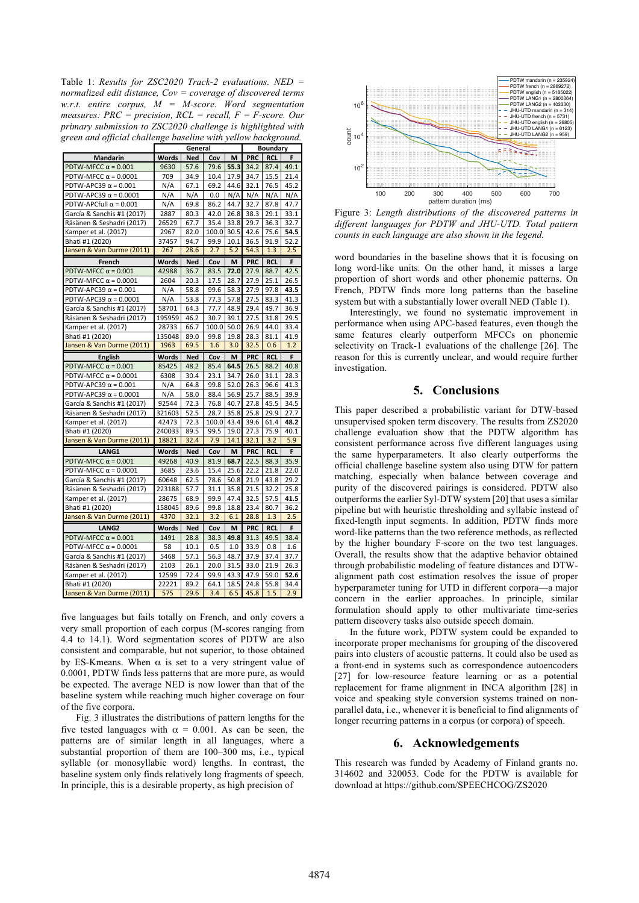Table 1: *Results for ZSC2020 Track-2 evaluations. NED = normalized edit distance, Cov = coverage of discovered terms w.r.t. entire corpus, M = M-score. Word segmentation measures: PRC = precision, RCL = recall, F = F-score. Our primary submission to ZSC2020 challenge is highlighted with green and official challenge baseline with yellow background.*

| | General | | | | Boundary | | |
|---|---|---|---|---|---|---|---|
| **Mandarin** | **Words** | **Ned** | **Cov** | **M** | **PRC** | **RCL** | **F** |
| PDTW-MFCC $\alpha$ = 0.001 | 9630 | 57.6 | 79.6 | **55.3** | 34.2 | 87.4 | 49.1 |
| PDTW-MFCC $\alpha$ = 0.0001 | 709 | 34.9 | 10.4 | 17.9 | 34.7 | 15.5 | 21.4 |
| PDTW-APC39 $\alpha$ = 0.001 | N/A | 67.1 | 69.2 | 44.6 | 32.1 | 76.5 | 45.2 |
| PDTW-APC39 $\alpha$ = 0.0001 | N/A | N/A | 0.0 | N/A | N/A | N/A | N/A |
| PDTW-APCfull $\alpha$ = 0.001 | N/A | 69.8 | 86.2 | 44.7 | 32.7 | 87.8 | 47.7 |
| García & Sanchis #1 (2017) | 2887 | 80.3 | 42.0 | 26.8 | 38.3 | 29.1 | 33.1 |
| Räsänen & Seshadri (2017) | 26529 | 67.7 | 35.4 | 33.8 | 29.7 | 36.3 | 32.7 |
| Kamper et al. (2017) | 2967 | 82.0 | 100.0 | 30.5 | 42.6 | 75.6 | **54.5** |
| Bhati #1 (2020) | 37457 | 94.7 | 99.9 | 10.1 | 36.5 | 91.9 | 52.2 |
| Jansen & Van Durme (2011) | 267 | 28.6 | 2.7 | 5.2 | 54.3 | 1.3 | 2.5 |
| **French** | **Words** | **Ned** | **Cov** | **M** | **PRC** | **RCL** | **F** |
| PDTW-MFCC $\alpha$ = 0.001 | 42988 | 36.7 | 83.5 | **72.0** | 27.9 | 88.7 | 42.5 |
| PDTW-MFCC $\alpha$ = 0.0001 | 2604 | 20.3 | 17.5 | 28.7 | 27.9 | 25.1 | 26.5 |
| PDTW-APC39 $\alpha$ = 0.001 | N/A | 58.8 | 99.6 | 58.3 | 27.9 | 97.8 | **43.5** |
| PDTW-APC39 $\alpha$ = 0.0001 | N/A | 53.8 | 77.3 | 57.8 | 27.5 | 83.3 | 41.3 |
| García & Sanchis #1 (2017) | 58701 | 64.3 | 77.7 | 48.9 | 29.4 | 49.7 | 36.9 |
| Räsänen & Seshadri (2017) | 195959 | 46.2 | 30.7 | 39.1 | 27.5 | 31.8 | 29.5 |
| Kamper et al. (2017) | 28733 | 66.7 | 100.0 | 50.0 | 26.9 | 44.0 | 33.4 |
| Bhati #1 (2020) | 135048 | 89.0 | 99.8 | 19.8 | 28.3 | 81.1 | 41.9 |
| Jansen & Van Durme (2011) | 1963 | 69.5 | 1.6 | 3.0 | 32.5 | 0.6 | 1.2 |
| **English** | **Words** | **Ned** | **Cov** | **M** | **PRC** | **RCL** | **F** |
| PDTW-MFCC $\alpha$ = 0.001 | 85425 | 48.2 | 85.4 | **64.5** | 26.5 | 88.2 | 40.8 |
| PDTW-MFCC $\alpha$ = 0.0001 | 6308 | 30.4 | 23.1 | 34.7 | 26.0 | 31.1 | 28.3 |
| PDTW-APC39 $\alpha$ = 0.001 | N/A | 64.8 | 99.8 | 52.0 | 26.3 | 96.6 | 41.3 |
| PDTW-APC39 $\alpha$ = 0.0001 | N/A | 58.0 | 88.4 | 56.9 | 25.7 | 88.5 | 39.9 |
| García & Sanchis #1 (2017) | 92544 | 72.3 | 76.8 | 40.7 | 27.8 | 45.5 | 34.5 |
| Räsänen & Seshadri (2017) | 321603 | 52.5 | 28.7 | 35.8 | 25.8 | 29.9 | 27.7 |
| Kamper et al. (2017) | 42473 | 72.3 | 100.0 | 43.4 | 39.6 | 61.4 | **48.2** |
| Bhati #1 (2020) | 240033 | 89.5 | 99.5 | 19.0 | 27.3 | 75.9 | 40.1 |
| Jansen & Van Durme (2011) | 18821 | 32.4 | 7.9 | 14.1 | 32.1 | 3.2 | 5.9 |
| **LANG1** | **Words** | **Ned** | **Cov** | **M** | **PRC** | **RCL** | **F** |
| PDTW-MFCC $\alpha$ = 0.001 | 49268 | 40.9 | 81.9 | **68.7** | 22.5 | 88.3 | 35.9 |
| PDTW-MFCC $\alpha$ = 0.0001 | 3685 | 23.6 | 15.4 | 25.6 | 22.2 | 21.8 | 22.0 |
| García & Sanchis #1 (2017) | 60648 | 62.5 | 78.6 | 50.8 | 21.9 | 43.8 | 29.2 |
| Räsänen & Seshadri (2017) | 223188 | 57.7 | 31.1 | 35.8 | 21.5 | 32.2 | 25.8 |
| Kamper et al. (2017) | 28675 | 68.9 | 99.9 | 47.4 | 32.5 | 57.5 | **41.5** |
| Bhati #1 (2020) | 158045 | 89.6 | 99.8 | 18.8 | 23.4 | 80.7 | 36.2 |
| Jansen & Van Durme (2011) | 4370 | 32.1 | 3.2 | 6.1 | 28.8 | 1.3 | 2.5 |
| **LANG2** | **Words** | **Ned** | **Cov** | **M** | **PRC** | **RCL** | **F** |
| PDTW-MFCC $\alpha$ = 0.001 | 1491 | 28.8 | 38.3 | **49.8** | 31.3 | 49.5 | 38.4 |
| PDTW-MFCC $\alpha$ = 0.0001 | 58 | 10.1 | 0.5 | 1.0 | 33.9 | 0.8 | 1.6 |
| García & Sanchis #1 (2017) | 5468 | 57.1 | 56.3 | 48.7 | 37.9 | 37.4 | 37.7 |
| Räsänen & Seshadri (2017) | 2103 | 26.1 | 20.0 | 31.5 | 33.0 | 21.9 | 26.3 |
| Kamper et al. (2017) | 12599 | 72.4 | 99.9 | 43.3 | 47.3 | 59.0 | **52.6** |
| Bhati #1 (2020) | 22221 | 89.2 | 64.1 | 18.5 | 24.8 | 55.8 | 34.4 |
| Jansen & Van Durme (2011) | 575 | 29.6 | 3.4 | 6.5 | 45.8 | 1.5 | 2.9 |

five languages but fails totally on French, and only covers a very small proportion of each corpus (M-scores ranging from 4.4 to 14.1). Word segmentation scores of PDTW are also consistent and comparable, but not superior, to those obtained by ES-Kmeans. When $\alpha$ is set to a very stringent value of 0.0001, PDTW finds less patterns that are more pure, as would be expected. The average NED is now lower than that of the baseline system while reaching much higher coverage on four of the five corpora.

Fig. 3 illustrates the distributions of pattern lengths for the five tested languages with $\alpha$ = 0.001. As can be seen, the patterns are of similar length in all languages, where a substantial proportion of them are 100–300 ms, i.e., typical syllable (or monosyllabic word) lengths. In contrast, the baseline system only finds relatively long fragments of speech. In principle, this is a desirable property, as high precision of

Figure 3: *Length distributions of the discovered patterns in different languages for PDTW and JHU-UTD. Total pattern counts in each language are also shown in the legend.*

word boundaries in the baseline shows that it is focusing on long word-like units. On the other hand, it misses a large proportion of short words and other phonemic patterns. On French, PDTW finds more long patterns than the baseline system but with a substantially lower overall NED (Table 1).

Interestingly, we found no systematic improvement in performance when using APC-based features, even though the same features clearly outperform MFCCs on phonemic selectivity on Track-1 evaluations of the challenge [26]. The reason for this is currently unclear, and would require further investigation.

## 5. Conclusions

This paper described a probabilistic variant for DTW-based unsupervised spoken term discovery. The results from ZS2020 challenge evaluation show that the PDTW algorithm has consistent performance across five different languages using the same hyperparameters. It also clearly outperforms the official challenge baseline system also using DTW for pattern matching, especially when balance between coverage and purity of the discovered pairings is considered. PDTW also outperforms the earlier Syl-DTW system [20] that uses a similar pipeline but with heuristic thresholding and syllabic instead of fixed-length input segments. In addition, PDTW finds more word-like patterns than the two reference methods, as reflected by the higher boundary F-score on the two test languages. Overall, the results show that the adaptive behavior obtained through probabilistic modeling of feature distances and DTW-alignment path cost estimation resolves the issue of proper hyperparameter tuning for UTD in different corpora—a major concern in the earlier approaches. In principle, similar formulation should apply to other multivariate time-series pattern discovery tasks also outside speech domain.

In the future work, PDTW system could be expanded to incorporate proper mechanisms for grouping of the discovered pairs into clusters of acoustic patterns. It could also be used as a front-end in systems such as correspondence autoencoders [27] for low-resource feature learning or as a potential replacement for frame alignment in INCA algorithm [28] in voice and speaking style conversion systems trained on non-parallel data, i.e., whenever it is beneficial to find alignments of longer recurring patterns in a corpus (or corpora) of speech.

## 6. Acknowledgements

This research was funded by Academy of Finland grants no. 314602 and 320053. Code for the PDTW is available for download at https://github.com/SPEECHCOG/ZS2020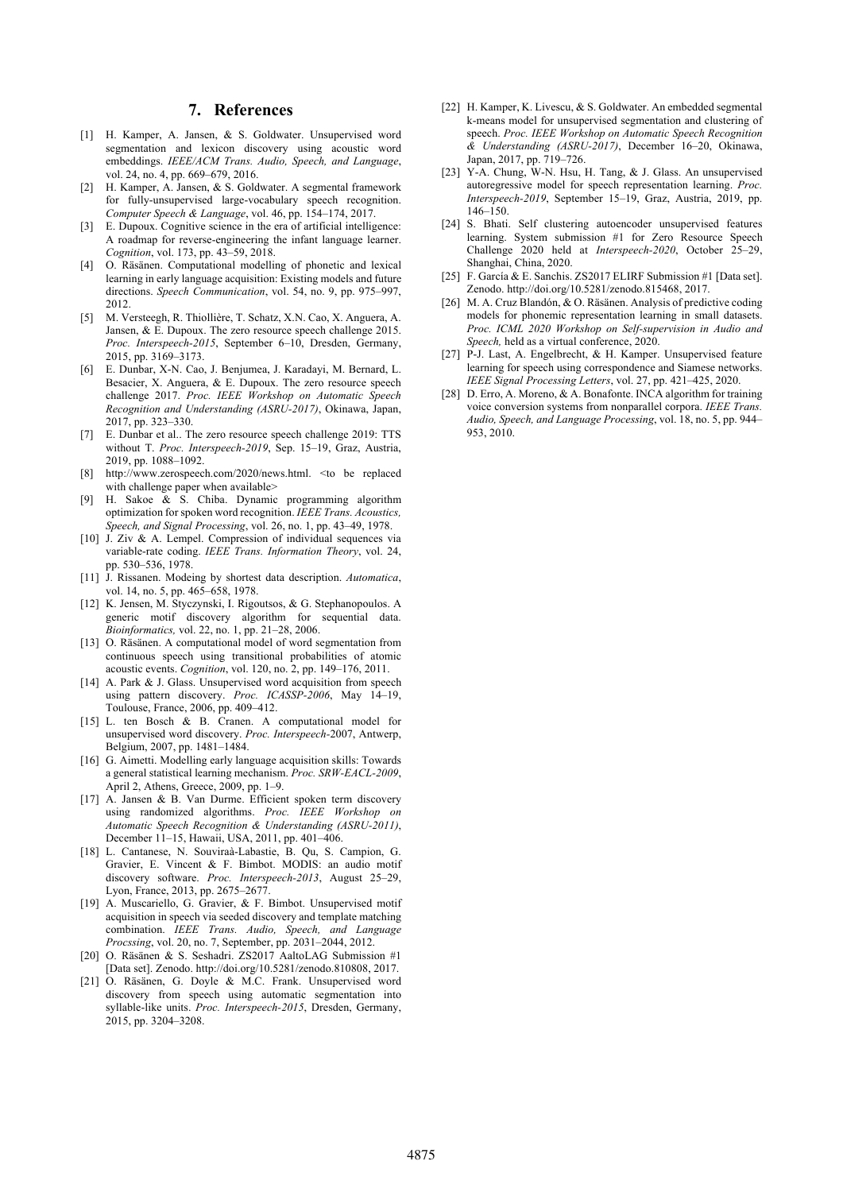# 7. References

[1] H. Kamper, A. Jansen, & S. Goldwater. Unsupervised word segmentation and lexicon discovery using acoustic word embeddings. *IEEE/ACM Trans. Audio, Speech, and Language*, vol. 24, no. 4, pp. 669–679, 2016.

[2] H. Kamper, A. Jansen, & S. Goldwater. A segmental framework for fully-unsupervised large-vocabulary speech recognition. *Computer Speech & Language*, vol. 46, pp. 154–174, 2017.

[3] E. Dupoux. Cognitive science in the era of artificial intelligence: A roadmap for reverse-engineering the infant language learner. *Cognition*, vol. 173, pp. 43–59, 2018.

[4] O. Räsänen. Computational modelling of phonetic and lexical learning in early language acquisition: Existing models and future directions. *Speech Communication*, vol. 54, no. 9, pp. 975–997, 2012.

[5] M. Versteegh, R. Thiollière, T. Schatz, X.N. Cao, X. Anguera, A. Jansen, & E. Dupoux. The zero resource speech challenge 2015. *Proc. Interspeech-2015*, September 6–10, Dresden, Germany, 2015, pp. 3169–3173.

[6] E. Dunbar, X-N. Cao, J. Benjumea, J. Karadayi, M. Bernard, L. Besacier, X. Anguera, & E. Dupoux. The zero resource speech challenge 2017. *Proc. IEEE Workshop on Automatic Speech Recognition and Understanding (ASRU-2017)*, Okinawa, Japan, 2017, pp. 323–330.

[7] E. Dunbar et al.. The zero resource speech challenge 2019: TTS without T. *Proc. Interspeech-2019*, Sep. 15–19, Graz, Austria, 2019, pp. 1088–1092.

[8] http://www.zerospeech.com/2020/news.html. <to be replaced with challenge paper when available>

[9] H. Sakoe & S. Chiba. Dynamic programming algorithm optimization for spoken word recognition. *IEEE Trans. Acoustics, Speech, and Signal Processing*, vol. 26, no. 1, pp. 43–49, 1978.

[10] J. Ziv & A. Lempel. Compression of individual sequences via variable-rate coding. *IEEE Trans. Information Theory*, vol. 24, pp. 530–536, 1978.

[11] J. Rissanen. Modeing by shortest data description. *Automatica*, vol. 14, no. 5, pp. 465–658, 1978.

[12] K. Jensen, M. Styczynski, I. Rigoutsos, & G. Stephanopoulos. A generic motif discovery algorithm for sequential data. *Bioinformatics,* vol. 22, no. 1, pp. 21–28, 2006.

[13] O. Räsänen. A computational model of word segmentation from continuous speech using transitional probabilities of atomic acoustic events. *Cognition*, vol. 120, no. 2, pp. 149–176, 2011.

[14] A. Park & J. Glass. Unsupervised word acquisition from speech using pattern discovery. *Proc. ICASSP-2006*, May 14–19, Toulouse, France, 2006, pp. 409–412.

[15] L. ten Bosch & B. Cranen. A computational model for unsupervised word discovery. *Proc. Interspeech*-2007, Antwerp, Belgium, 2007, pp. 1481–1484.

[16] G. Aimetti. Modelling early language acquisition skills: Towards a general statistical learning mechanism. *Proc. SRW-EACL-2009*, April 2, Athens, Greece, 2009, pp. 1–9.

[17] A. Jansen & B. Van Durme. Efficient spoken term discovery using randomized algorithms. *Proc. IEEE Workshop on Automatic Speech Recognition & Understanding (ASRU-2011)*, December 11–15, Hawaii, USA, 2011, pp. 401–406.

[18] L. Cantanese, N. Souviraà-Labastie, B. Qu, S. Campion, G. Gravier, E. Vincent & F. Bimbot. MODIS: an audio motif discovery software. *Proc. Interspeech-2013*, August 25–29, Lyon, France, 2013, pp. 2675–2677.

[19] A. Muscariello, G. Gravier, & F. Bimbot. Unsupervised motif acquisition in speech via seeded discovery and template matching combination. *IEEE Trans. Audio, Speech, and Language Procssing*, vol. 20, no. 7, September, pp. 2031–2044, 2012.

[20] O. Räsänen & S. Seshadri. ZS2017 AaltoLAG Submission #1 [Data set]. Zenodo. http://doi.org/10.5281/zenodo.810808, 2017.

[21] O. Räsänen, G. Doyle & M.C. Frank. Unsupervised word discovery from speech using automatic segmentation into syllable-like units. *Proc. Interspeech-2015*, Dresden, Germany, 2015, pp. 3204–3208.

[22] H. Kamper, K. Livescu, & S. Goldwater. An embedded segmental k-means model for unsupervised segmentation and clustering of speech. *Proc. IEEE Workshop on Automatic Speech Recognition & Understanding (ASRU-2017)*, December 16–20, Okinawa, Japan, 2017, pp. 719–726.

[23] Y-A. Chung, W-N. Hsu, H. Tang, & J. Glass. An unsupervised autoregressive model for speech representation learning. *Proc. Interspeech-2019*, September 15–19, Graz, Austria, 2019, pp. 146–150.

[24] S. Bhati. Self clustering autoencoder unsupervised features learning. System submission #1 for Zero Resource Speech Challenge 2020 held at *Interspeech-2020*, October 25–29, Shanghai, China, 2020.

[25] F. García & E. Sanchis. ZS2017 ELIRF Submission #1 [Data set]. Zenodo. http://doi.org/10.5281/zenodo.815468, 2017.

[26] M. A. Cruz Blandón, & O. Räsänen. Analysis of predictive coding models for phonemic representation learning in small datasets. *Proc. ICML 2020 Workshop on Self-supervision in Audio and Speech,* held as a virtual conference, 2020.

[27] P-J. Last, A. Engelbrecht, & H. Kamper. Unsupervised feature learning for speech using correspondence and Siamese networks. *IEEE Signal Processing Letters*, vol. 27, pp. 421–425, 2020.

[28] D. Erro, A. Moreno, & A. Bonafonte. INCA algorithm for training voice conversion systems from nonparallel corpora. *IEEE Trans. Audio, Speech, and Language Processing*, vol. 18, no. 5, pp. 944–953, 2010.